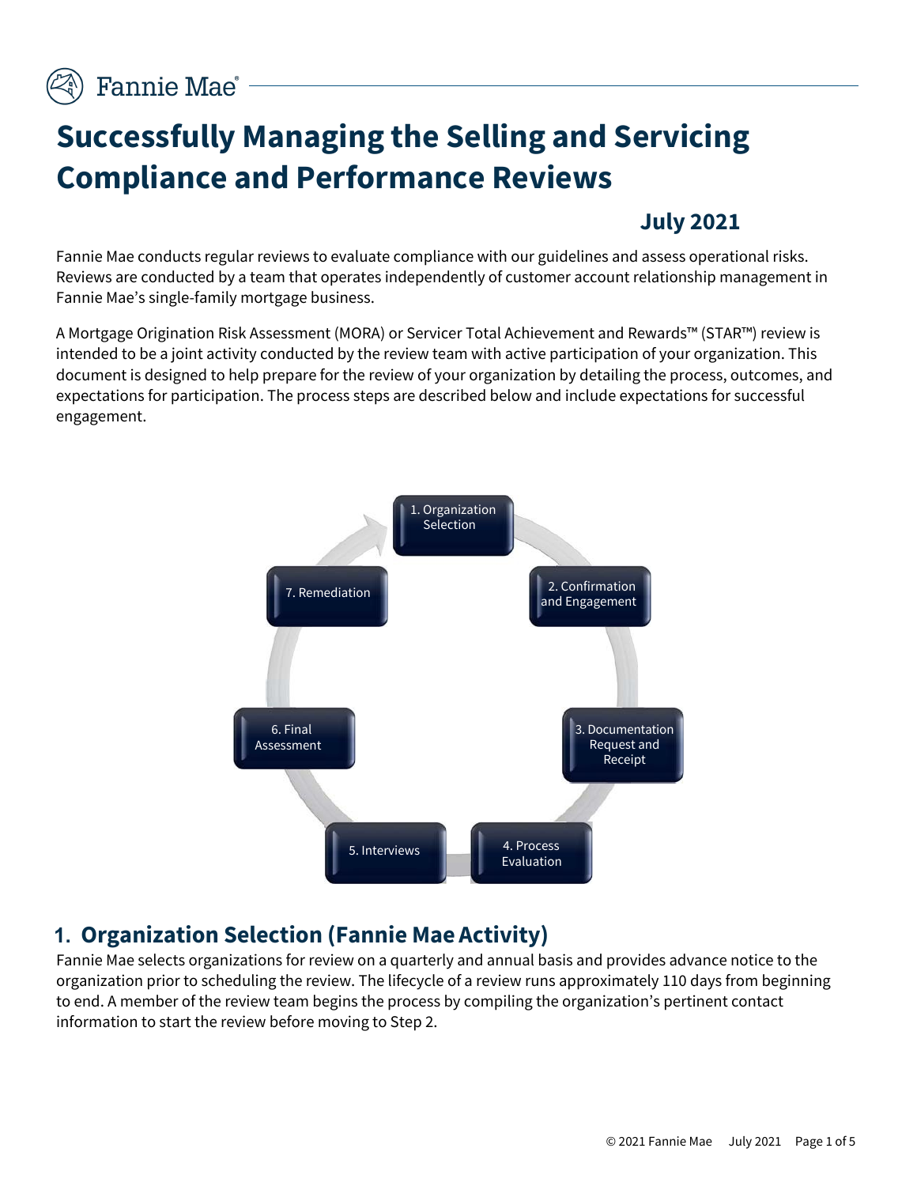# Successfully Managing the Selling and Servicing Compliance and Performance Reviews

**July 2021**

Fannie Mae conducts regular reviews to evaluate compliance with our guidelines and assess operational risks. Reviews are conducted by a team that operates independently of customer account relationship management in Fannie Mae's single-family mortgage business.

A Mortgage Origination Risk Assessment (MORA) or Servicer Total Achievement and Rewards™ (STAR™) review is intended to be a joint activity conducted by the review team with active participation of your organization. This document is designed to help prepare for the review of your organization by detailing the process, outcomes, and expectations for participation. The process steps are described below and include expectations for successful engagement.

1. Organization Selection
2. Confirmation and Engagement
3. Documentation Request and Receipt
4. Process Evaluation
5. Interviews
6. Final Assessment
7. Remediation

## 1. Organization Selection (Fannie Mae Activity)

Fannie Mae selects organizations for review on a quarterly and annual basis and provides advance notice to the organization prior to scheduling the review. The lifecycle of a review runs approximately 110 days from beginning to end. A member of the review team begins the process by compiling the organization's pertinent contact information to start the review before moving to Step 2.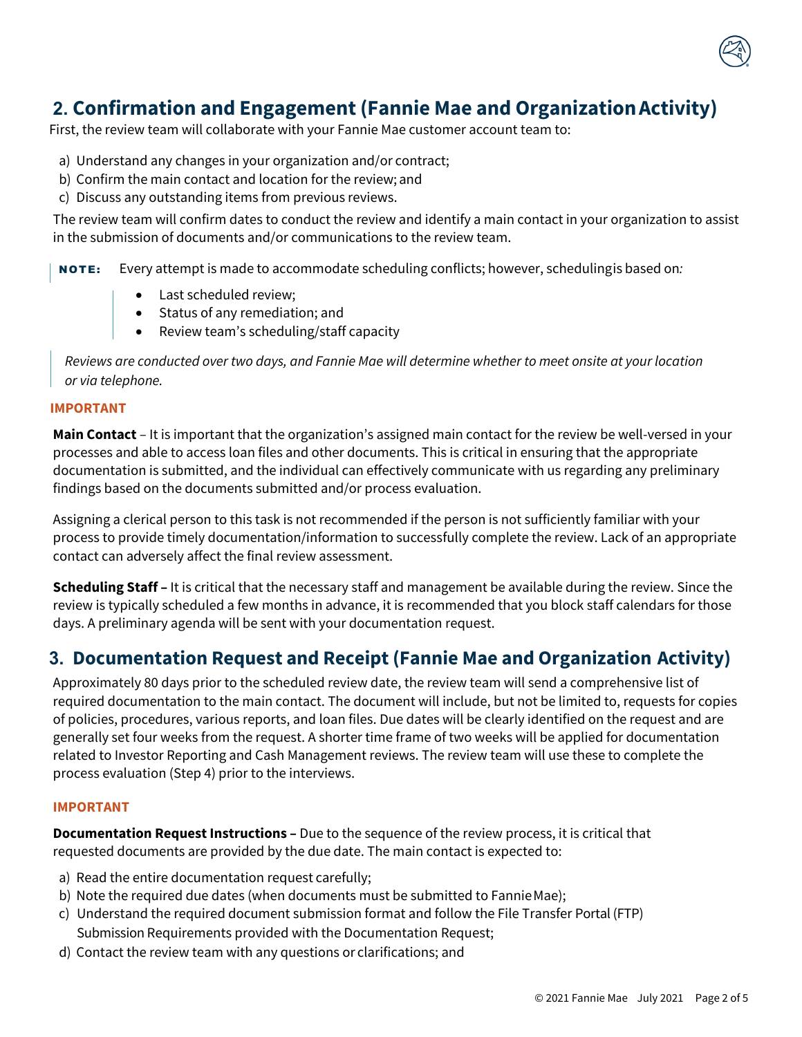## 2. Confirmation and Engagement (Fannie Mae and Organization Activity)

First, the review team will collaborate with your Fannie Mae customer account team to:

a) Understand any changes in your organization and/or contract;
b) Confirm the main contact and location for the review; and
c) Discuss any outstanding items from previous reviews.

The review team will confirm dates to conduct the review and identify a main contact in your organization to assist in the submission of documents and/or communications to the review team.

**NOTE:** Every attempt is made to accommodate scheduling conflicts; however, scheduling is based on:

- Last scheduled review;
- Status of any remediation; and
- Review team's scheduling/staff capacity

*Reviews are conducted over two days, and Fannie Mae will determine whether to meet onsite at your location or via telephone.*

**IMPORTANT**

**Main Contact** – It is important that the organization's assigned main contact for the review be well-versed in your processes and able to access loan files and other documents. This is critical in ensuring that the appropriate documentation is submitted, and the individual can effectively communicate with us regarding any preliminary findings based on the documents submitted and/or process evaluation.

Assigning a clerical person to this task is not recommended if the person is not sufficiently familiar with your process to provide timely documentation/information to successfully complete the review. Lack of an appropriate contact can adversely affect the final review assessment.

**Scheduling Staff –** It is critical that the necessary staff and management be available during the review. Since the review is typically scheduled a few months in advance, it is recommended that you block staff calendars for those days. A preliminary agenda will be sent with your documentation request.

## 3. Documentation Request and Receipt (Fannie Mae and Organization Activity)

Approximately 80 days prior to the scheduled review date, the review team will send a comprehensive list of required documentation to the main contact. The document will include, but not be limited to, requests for copies of policies, procedures, various reports, and loan files. Due dates will be clearly identified on the request and are generally set four weeks from the request. A shorter time frame of two weeks will be applied for documentation related to Investor Reporting and Cash Management reviews. The review team will use these to complete the process evaluation (Step 4) prior to the interviews.

**IMPORTANT**

**Documentation Request Instructions –** Due to the sequence of the review process, it is critical that requested documents are provided by the due date. The main contact is expected to:

a) Read the entire documentation request carefully;
b) Note the required due dates (when documents must be submitted to Fannie Mae);
c) Understand the required document submission format and follow the File Transfer Portal (FTP) Submission Requirements provided with the Documentation Request;
d) Contact the review team with any questions or clarifications; and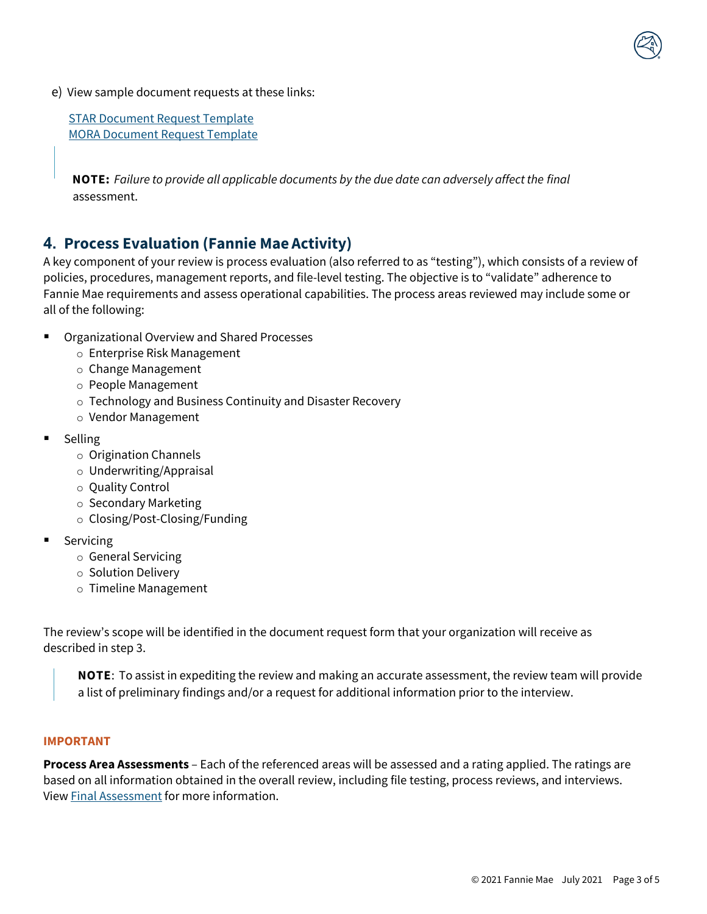e) View sample document requests at these links:

[STAR Document Request Template](#)
[MORA Document Request Template](#)

> **NOTE:** *Failure to provide all applicable documents by the due date can adversely affect the final* assessment.

## 4. Process Evaluation (Fannie Mae Activity)

A key component of your review is process evaluation (also referred to as "testing"), which consists of a review of policies, procedures, management reports, and file-level testing. The objective is to "validate" adherence to Fannie Mae requirements and assess operational capabilities. The process areas reviewed may include some or all of the following:

- Organizational Overview and Shared Processes
  - Enterprise Risk Management
  - Change Management
  - People Management
  - Technology and Business Continuity and Disaster Recovery
  - Vendor Management
- Selling
  - Origination Channels
  - Underwriting/Appraisal
  - Quality Control
  - Secondary Marketing
  - Closing/Post-Closing/Funding
- Servicing
  - General Servicing
  - Solution Delivery
  - Timeline Management

The review's scope will be identified in the document request form that your organization will receive as described in step 3.

> **NOTE**: To assist in expediting the review and making an accurate assessment, the review team will provide a list of preliminary findings and/or a request for additional information prior to the interview.

**IMPORTANT**

**Process Area Assessments** – Each of the referenced areas will be assessed and a rating applied. The ratings are based on all information obtained in the overall review, including file testing, process reviews, and interviews. View [Final Assessment](#) for more information.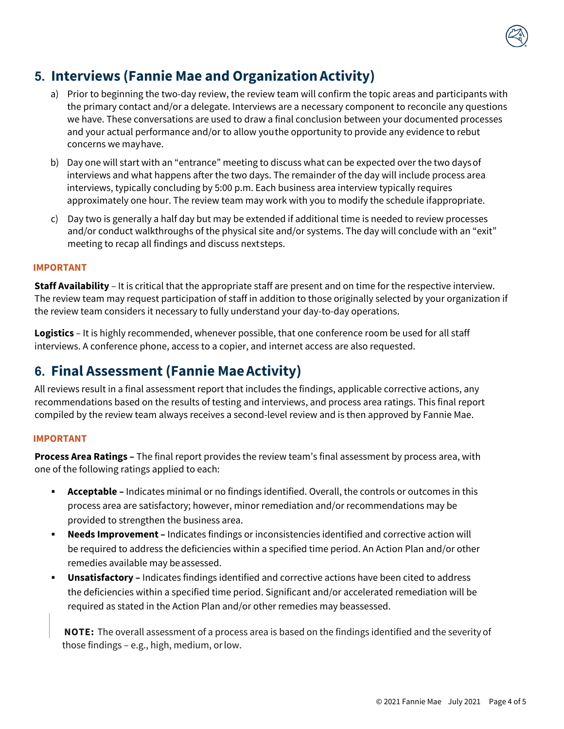## 5. Interviews (Fannie Mae and Organization Activity)

a) Prior to beginning the two-day review, the review team will confirm the topic areas and participants with the primary contact and/or a delegate. Interviews are a necessary component to reconcile any questions we have. These conversations are used to draw a final conclusion between your documented processes and your actual performance and/or to allow you the opportunity to provide any evidence to rebut concerns we may have.

b) Day one will start with an "entrance" meeting to discuss what can be expected over the two days of interviews and what happens after the two days. The remainder of the day will include process area interviews, typically concluding by 5:00 p.m. Each business area interview typically requires approximately one hour. The review team may work with you to modify the schedule if appropriate.

c) Day two is generally a half day but may be extended if additional time is needed to review processes and/or conduct walkthroughs of the physical site and/or systems. The day will conclude with an "exit" meeting to recap all findings and discuss next steps.

**IMPORTANT**

**Staff Availability** – It is critical that the appropriate staff are present and on time for the respective interview. The review team may request participation of staff in addition to those originally selected by your organization if the review team considers it necessary to fully understand your day-to-day operations.

**Logistics** – It is highly recommended, whenever possible, that one conference room be used for all staff interviews. A conference phone, access to a copier, and internet access are also requested.

## 6. Final Assessment (Fannie Mae Activity)

All reviews result in a final assessment report that includes the findings, applicable corrective actions, any recommendations based on the results of testing and interviews, and process area ratings. This final report compiled by the review team always receives a second-level review and is then approved by Fannie Mae.

**IMPORTANT**

**Process Area Ratings –** The final report provides the review team's final assessment by process area, with one of the following ratings applied to each:

- **Acceptable –** Indicates minimal or no findings identified. Overall, the controls or outcomes in this process area are satisfactory; however, minor remediation and/or recommendations may be provided to strengthen the business area.
- **Needs Improvement –** Indicates findings or inconsistencies identified and corrective action will be required to address the deficiencies within a specified time period. An Action Plan and/or other remedies available may be assessed.
- **Unsatisfactory –** Indicates findings identified and corrective actions have been cited to address the deficiencies within a specified time period. Significant and/or accelerated remediation will be required as stated in the Action Plan and/or other remedies may be assessed.

**NOTE:** The overall assessment of a process area is based on the findings identified and the severity of those findings – e.g., high, medium, or low.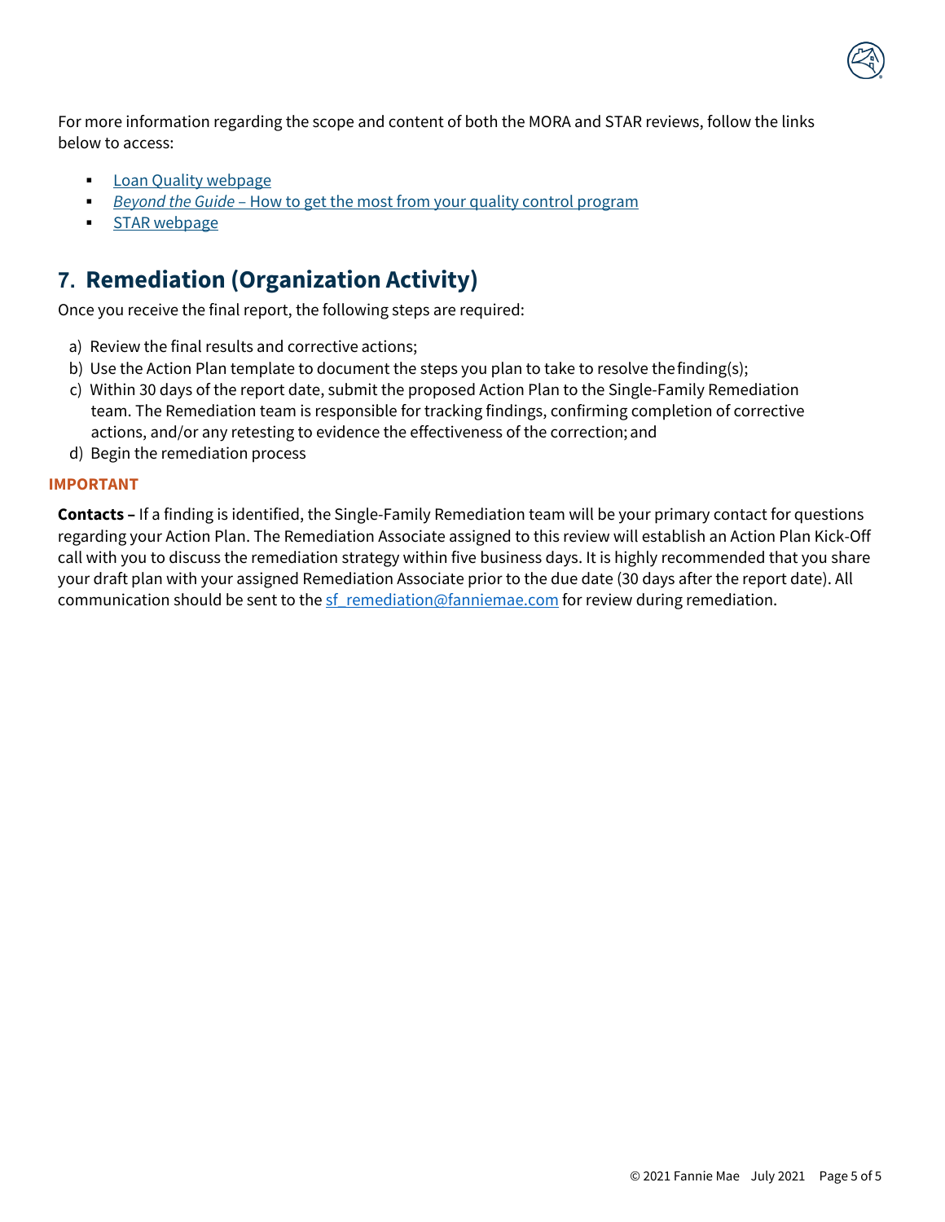For more information regarding the scope and content of both the MORA and STAR reviews, follow the links below to access:

- Loan Quality webpage
- *Beyond the Guide* – How to get the most from your quality control program
- STAR webpage

## 7. Remediation (Organization Activity)

Once you receive the final report, the following steps are required:

a) Review the final results and corrective actions;
b) Use the Action Plan template to document the steps you plan to take to resolve the finding(s);
c) Within 30 days of the report date, submit the proposed Action Plan to the Single-Family Remediation team. The Remediation team is responsible for tracking findings, confirming completion of corrective actions, and/or any retesting to evidence the effectiveness of the correction; and
d) Begin the remediation process

**IMPORTANT**

**Contacts –** If a finding is identified, the Single-Family Remediation team will be your primary contact for questions regarding your Action Plan. The Remediation Associate assigned to this review will establish an Action Plan Kick-Off call with you to discuss the remediation strategy within five business days. It is highly recommended that you share your draft plan with your assigned Remediation Associate prior to the due date (30 days after the report date). All communication should be sent to the sf_remediation@fanniemae.com for review during remediation.